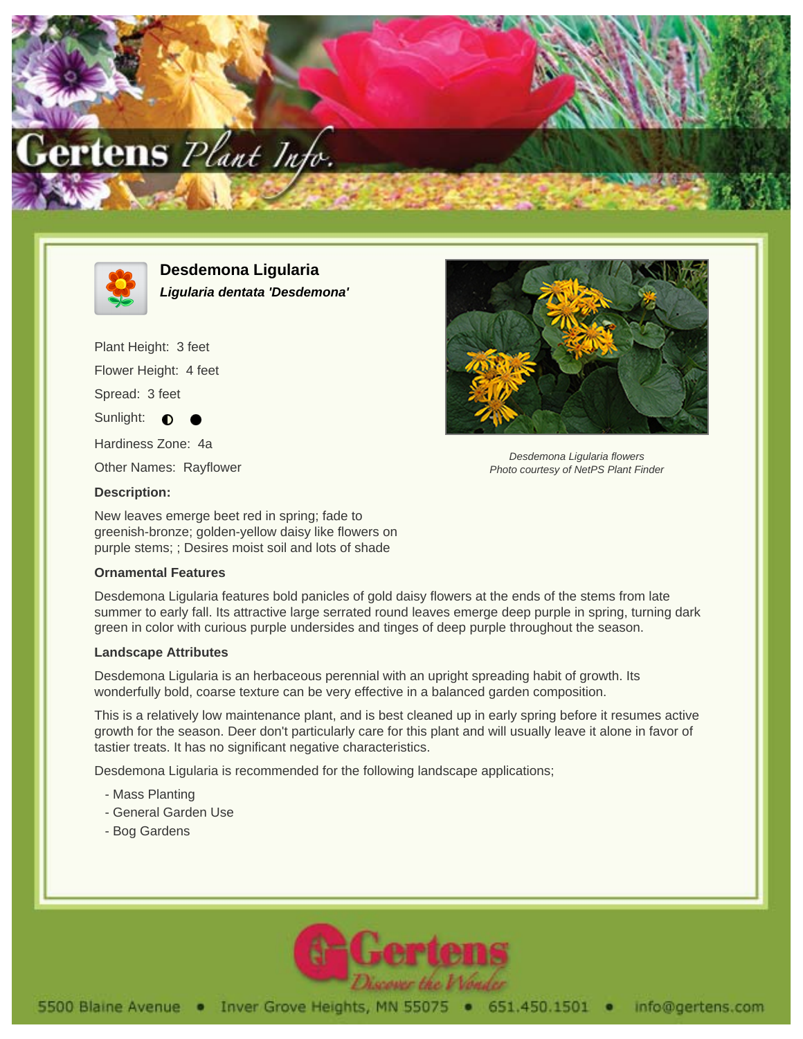# Desdemona Ligularia

***Ligularia dentata 'Desdemona'***

Plant Height: 3 feet

Flower Height: 4 feet

Spread: 3 feet

Sunlight: ◐ ●

Hardiness Zone: 4a

Other Names: Rayflower

*Desdemona Ligularia flowers*
*Photo courtesy of NetPS Plant Finder*

**Description:**

New leaves emerge beet red in spring; fade to greenish-bronze; golden-yellow daisy like flowers on purple stems; ; Desires moist soil and lots of shade

### Ornamental Features

Desdemona Ligularia features bold panicles of gold daisy flowers at the ends of the stems from late summer to early fall. Its attractive large serrated round leaves emerge deep purple in spring, turning dark green in color with curious purple undersides and tinges of deep purple throughout the season.

### Landscape Attributes

Desdemona Ligularia is an herbaceous perennial with an upright spreading habit of growth. Its wonderfully bold, coarse texture can be very effective in a balanced garden composition.

This is a relatively low maintenance plant, and is best cleaned up in early spring before it resumes active growth for the season. Deer don't particularly care for this plant and will usually leave it alone in favor of tastier treats. It has no significant negative characteristics.

Desdemona Ligularia is recommended for the following landscape applications;

- Mass Planting
- General Garden Use
- Bog Gardens

5500 Blaine Avenue • Inver Grove Heights, MN 55075 • 651.450.1501 • info@gertens.com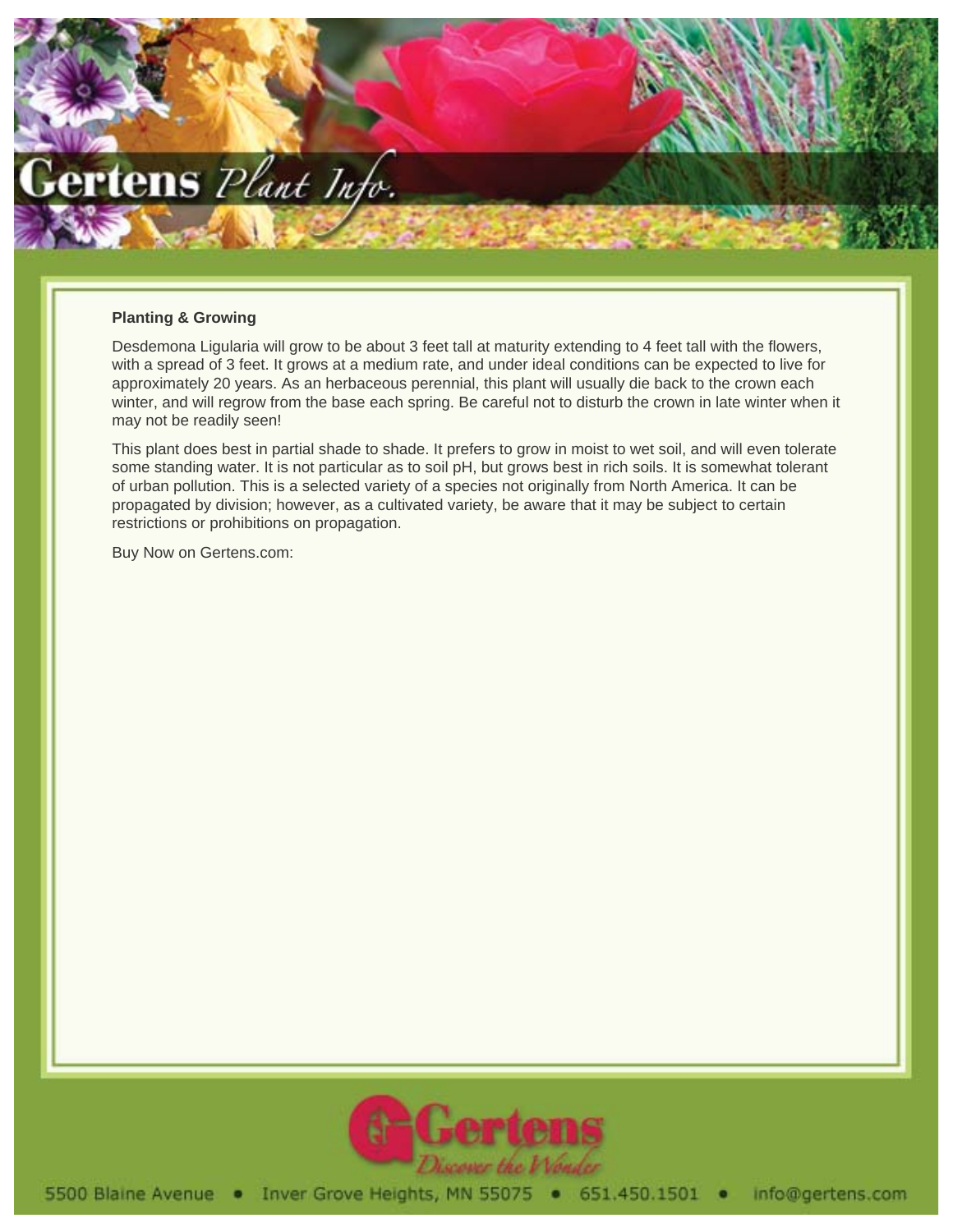**Planting & Growing**

Desdemona Ligularia will grow to be about 3 feet tall at maturity extending to 4 feet tall with the flowers, with a spread of 3 feet. It grows at a medium rate, and under ideal conditions can be expected to live for approximately 20 years. As an herbaceous perennial, this plant will usually die back to the crown each winter, and will regrow from the base each spring. Be careful not to disturb the crown in late winter when it may not be readily seen!

This plant does best in partial shade to shade. It prefers to grow in moist to wet soil, and will even tolerate some standing water. It is not particular as to soil pH, but grows best in rich soils. It is somewhat tolerant of urban pollution. This is a selected variety of a species not originally from North America. It can be propagated by division; however, as a cultivated variety, be aware that it may be subject to certain restrictions or prohibitions on propagation.

Buy Now on Gertens.com: